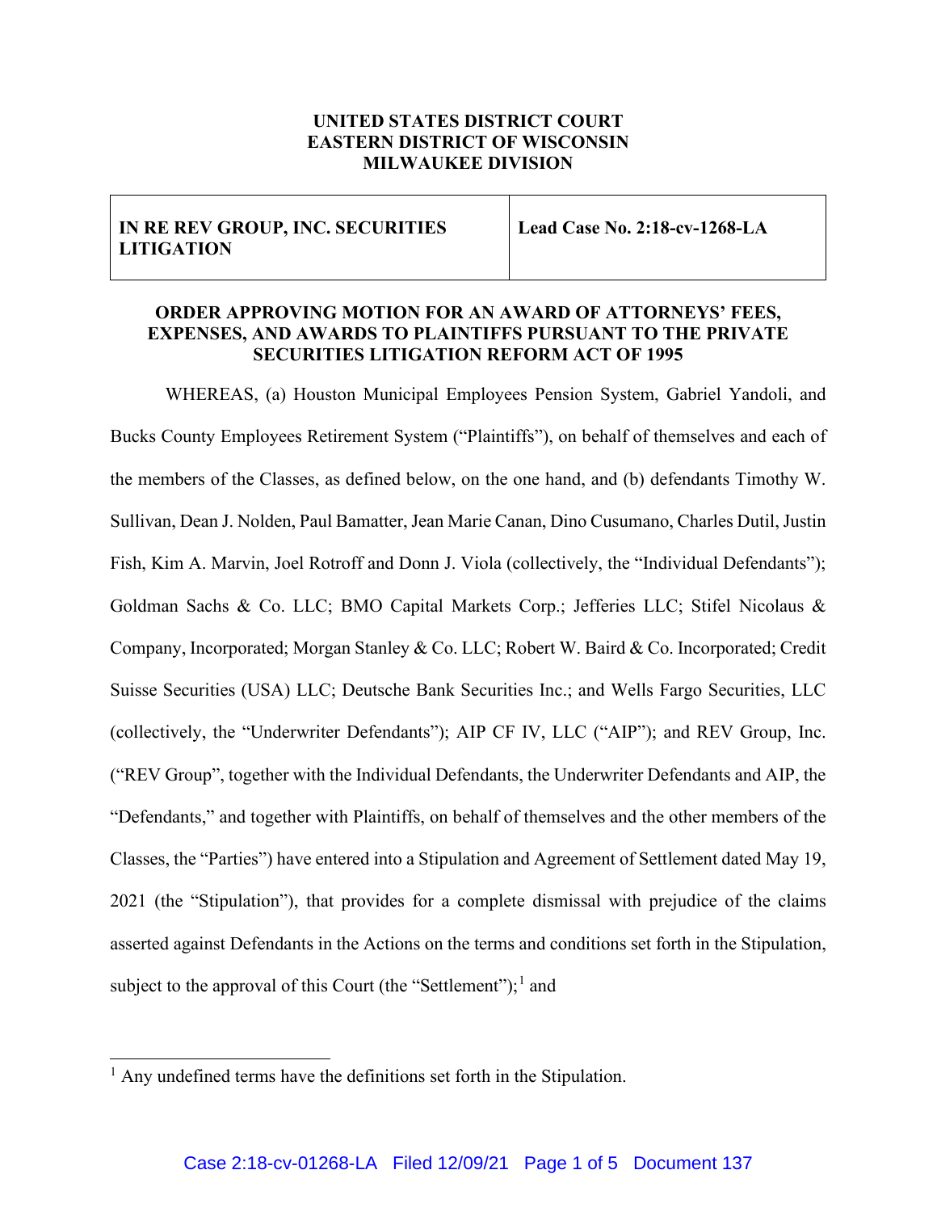**UNITED STATES DISTRICT COURT**
**EASTERN DISTRICT OF WISCONSIN**
**MILWAUKEE DIVISION**

| **IN RE REV GROUP, INC. SECURITIES LITIGATION** | **Lead Case No. 2:18-cv-1268-LA** |
|---|---|

**ORDER APPROVING MOTION FOR AN AWARD OF ATTORNEYS' FEES, EXPENSES, AND AWARDS TO PLAINTIFFS PURSUANT TO THE PRIVATE SECURITIES LITIGATION REFORM ACT OF 1995**

WHEREAS, (a) Houston Municipal Employees Pension System, Gabriel Yandoli, and Bucks County Employees Retirement System ("Plaintiffs"), on behalf of themselves and each of the members of the Classes, as defined below, on the one hand, and (b) defendants Timothy W. Sullivan, Dean J. Nolden, Paul Bamatter, Jean Marie Canan, Dino Cusumano, Charles Dutil, Justin Fish, Kim A. Marvin, Joel Rotroff and Donn J. Viola (collectively, the "Individual Defendants"); Goldman Sachs & Co. LLC; BMO Capital Markets Corp.; Jefferies LLC; Stifel Nicolaus & Company, Incorporated; Morgan Stanley & Co. LLC; Robert W. Baird & Co. Incorporated; Credit Suisse Securities (USA) LLC; Deutsche Bank Securities Inc.; and Wells Fargo Securities, LLC (collectively, the "Underwriter Defendants"); AIP CF IV, LLC ("AIP"); and REV Group, Inc. ("REV Group", together with the Individual Defendants, the Underwriter Defendants and AIP, the "Defendants," and together with Plaintiffs, on behalf of themselves and the other members of the Classes, the "Parties") have entered into a Stipulation and Agreement of Settlement dated May 19, 2021 (the "Stipulation"), that provides for a complete dismissal with prejudice of the claims asserted against Defendants in the Actions on the terms and conditions set forth in the Stipulation, subject to the approval of this Court (the "Settlement");[1] and

[1] Any undefined terms have the definitions set forth in the Stipulation.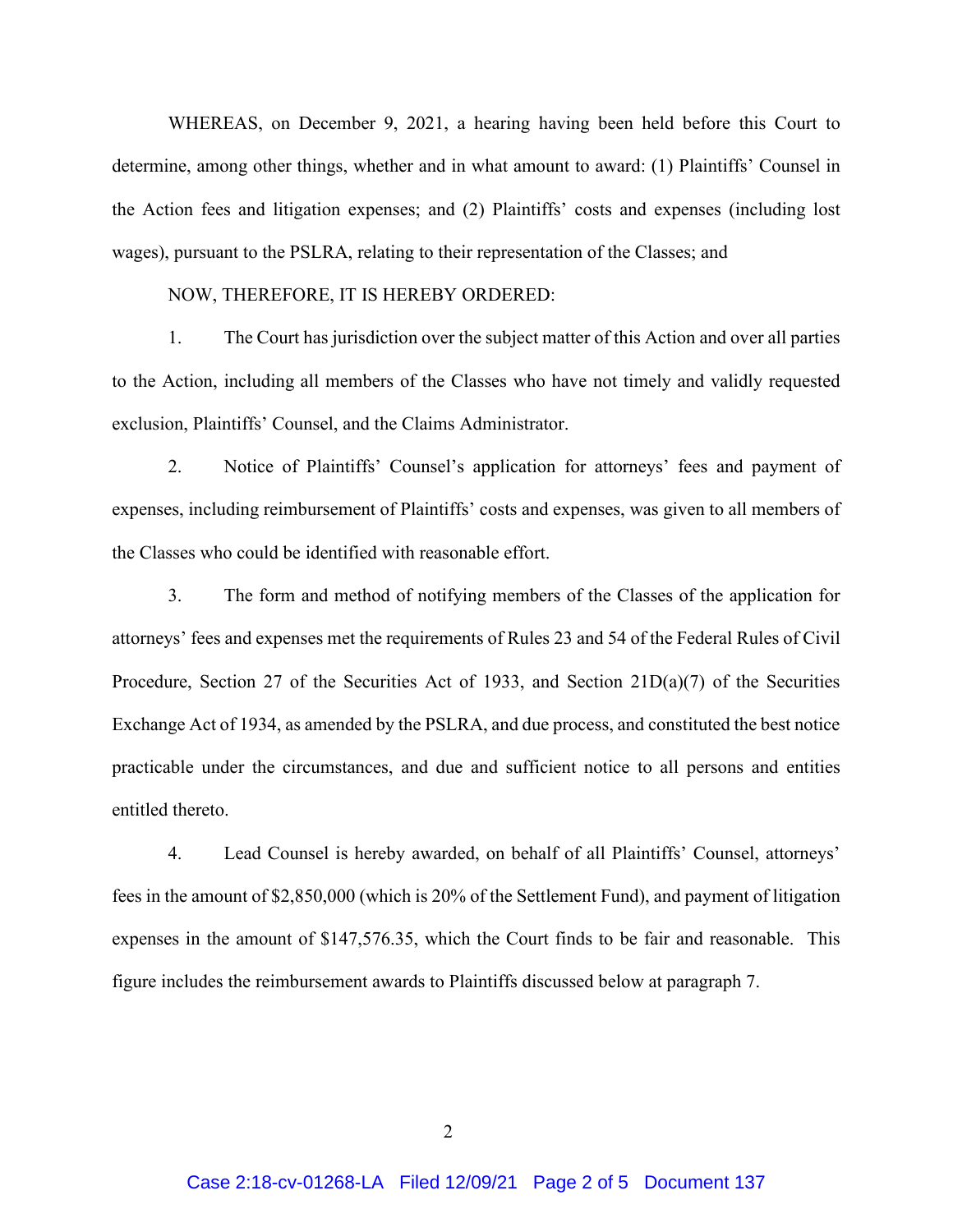WHEREAS, on December 9, 2021, a hearing having been held before this Court to determine, among other things, whether and in what amount to award: (1) Plaintiffs' Counsel in the Action fees and litigation expenses; and (2) Plaintiffs' costs and expenses (including lost wages), pursuant to the PSLRA, relating to their representation of the Classes; and

NOW, THEREFORE, IT IS HEREBY ORDERED:

1. The Court has jurisdiction over the subject matter of this Action and over all parties to the Action, including all members of the Classes who have not timely and validly requested exclusion, Plaintiffs' Counsel, and the Claims Administrator.

2. Notice of Plaintiffs' Counsel's application for attorneys' fees and payment of expenses, including reimbursement of Plaintiffs' costs and expenses, was given to all members of the Classes who could be identified with reasonable effort.

3. The form and method of notifying members of the Classes of the application for attorneys' fees and expenses met the requirements of Rules 23 and 54 of the Federal Rules of Civil Procedure, Section 27 of the Securities Act of 1933, and Section 21D(a)(7) of the Securities Exchange Act of 1934, as amended by the PSLRA, and due process, and constituted the best notice practicable under the circumstances, and due and sufficient notice to all persons and entities entitled thereto.

4. Lead Counsel is hereby awarded, on behalf of all Plaintiffs' Counsel, attorneys' fees in the amount of $2,850,000 (which is 20% of the Settlement Fund), and payment of litigation expenses in the amount of $147,576.35, which the Court finds to be fair and reasonable. This figure includes the reimbursement awards to Plaintiffs discussed below at paragraph 7.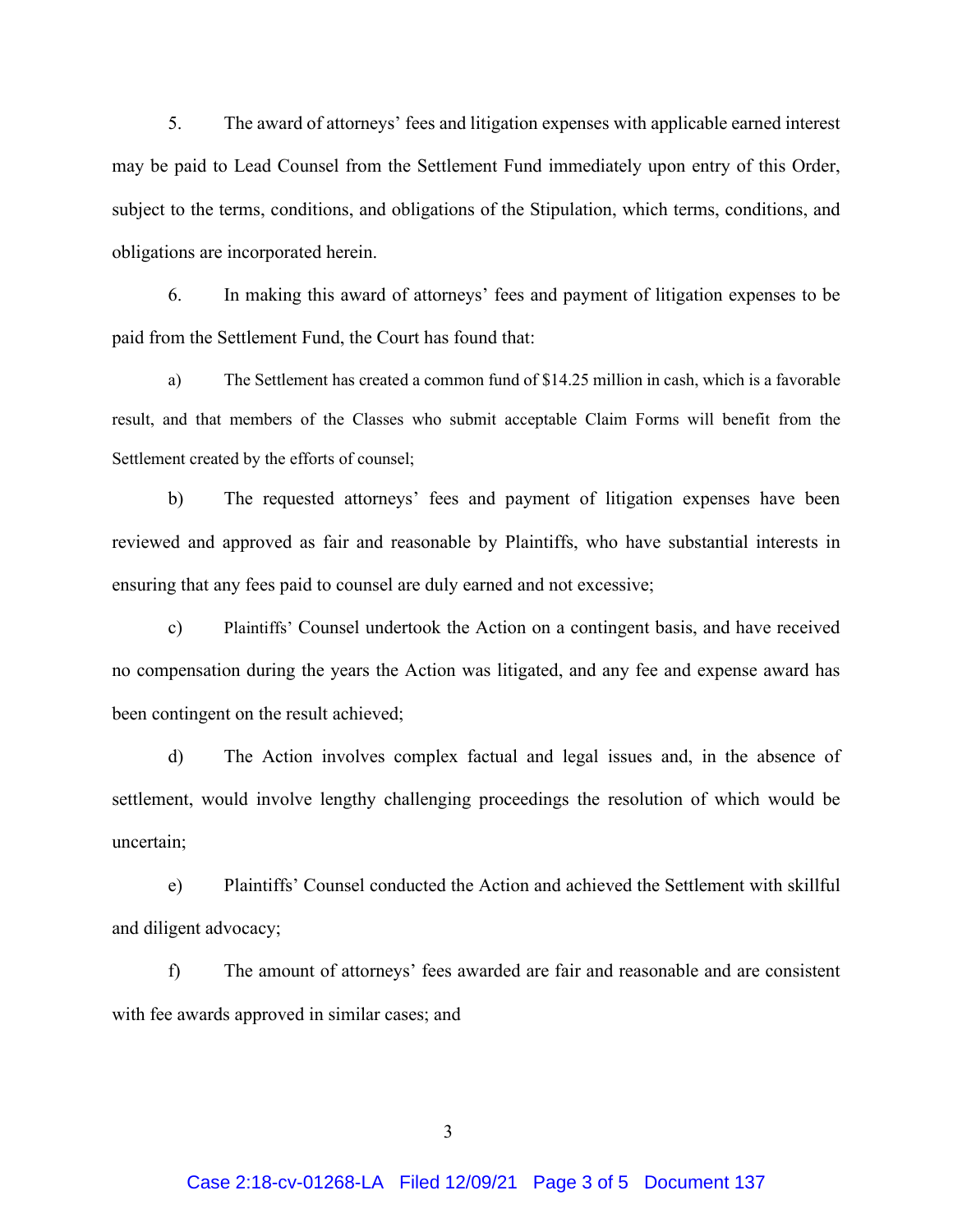5. The award of attorneys' fees and litigation expenses with applicable earned interest may be paid to Lead Counsel from the Settlement Fund immediately upon entry of this Order, subject to the terms, conditions, and obligations of the Stipulation, which terms, conditions, and obligations are incorporated herein.

6. In making this award of attorneys' fees and payment of litigation expenses to be paid from the Settlement Fund, the Court has found that:

a) The Settlement has created a common fund of $14.25 million in cash, which is a favorable result, and that members of the Classes who submit acceptable Claim Forms will benefit from the Settlement created by the efforts of counsel;

b) The requested attorneys' fees and payment of litigation expenses have been reviewed and approved as fair and reasonable by Plaintiffs, who have substantial interests in ensuring that any fees paid to counsel are duly earned and not excessive;

c) Plaintiffs' Counsel undertook the Action on a contingent basis, and have received no compensation during the years the Action was litigated, and any fee and expense award has been contingent on the result achieved;

d) The Action involves complex factual and legal issues and, in the absence of settlement, would involve lengthy challenging proceedings the resolution of which would be uncertain;

e) Plaintiffs' Counsel conducted the Action and achieved the Settlement with skillful and diligent advocacy;

f) The amount of attorneys' fees awarded are fair and reasonable and are consistent with fee awards approved in similar cases; and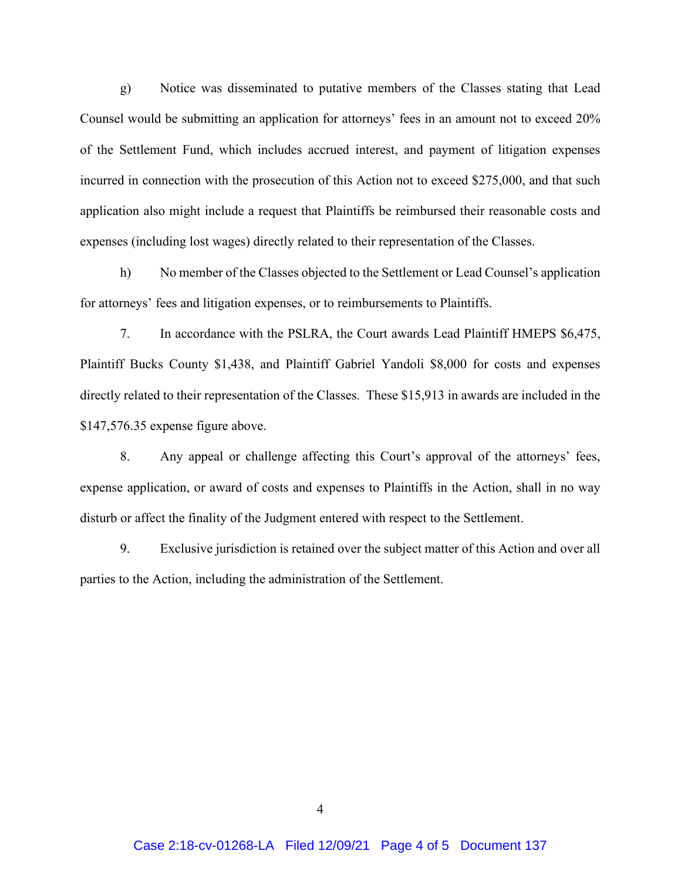g) Notice was disseminated to putative members of the Classes stating that Lead Counsel would be submitting an application for attorneys' fees in an amount not to exceed 20% of the Settlement Fund, which includes accrued interest, and payment of litigation expenses incurred in connection with the prosecution of this Action not to exceed $275,000, and that such application also might include a request that Plaintiffs be reimbursed their reasonable costs and expenses (including lost wages) directly related to their representation of the Classes.

h) No member of the Classes objected to the Settlement or Lead Counsel's application for attorneys' fees and litigation expenses, or to reimbursements to Plaintiffs.

7. In accordance with the PSLRA, the Court awards Lead Plaintiff HMEPS $6,475, Plaintiff Bucks County $1,438, and Plaintiff Gabriel Yandoli $8,000 for costs and expenses directly related to their representation of the Classes. These $15,913 in awards are included in the $147,576.35 expense figure above.

8. Any appeal or challenge affecting this Court's approval of the attorneys' fees, expense application, or award of costs and expenses to Plaintiffs in the Action, shall in no way disturb or affect the finality of the Judgment entered with respect to the Settlement.

9. Exclusive jurisdiction is retained over the subject matter of this Action and over all parties to the Action, including the administration of the Settlement.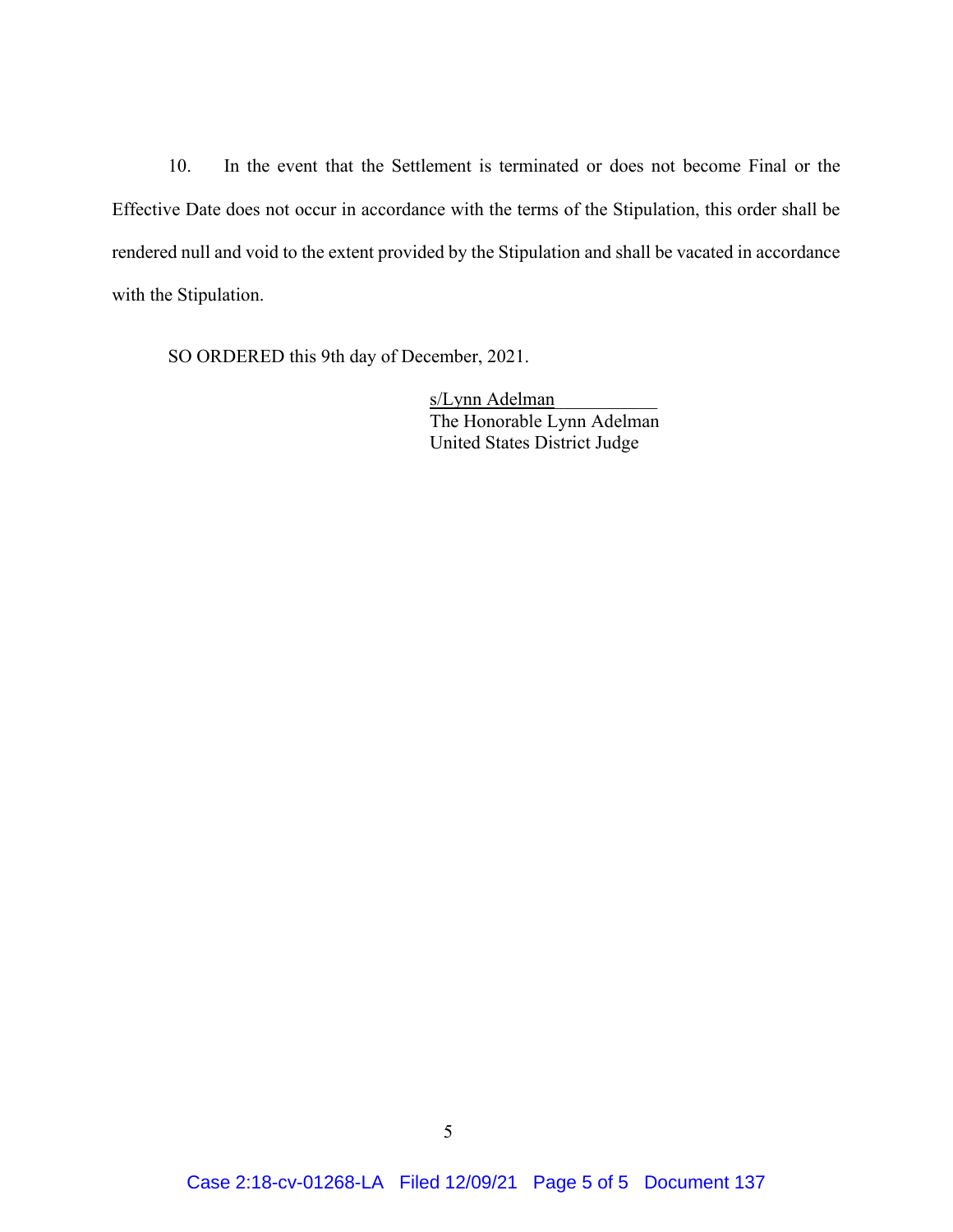10. In the event that the Settlement is terminated or does not become Final or the Effective Date does not occur in accordance with the terms of the Stipulation, this order shall be rendered null and void to the extent provided by the Stipulation and shall be vacated in accordance with the Stipulation.

SO ORDERED this 9th day of December, 2021.

s/Lynn Adelman
The Honorable Lynn Adelman
United States District Judge